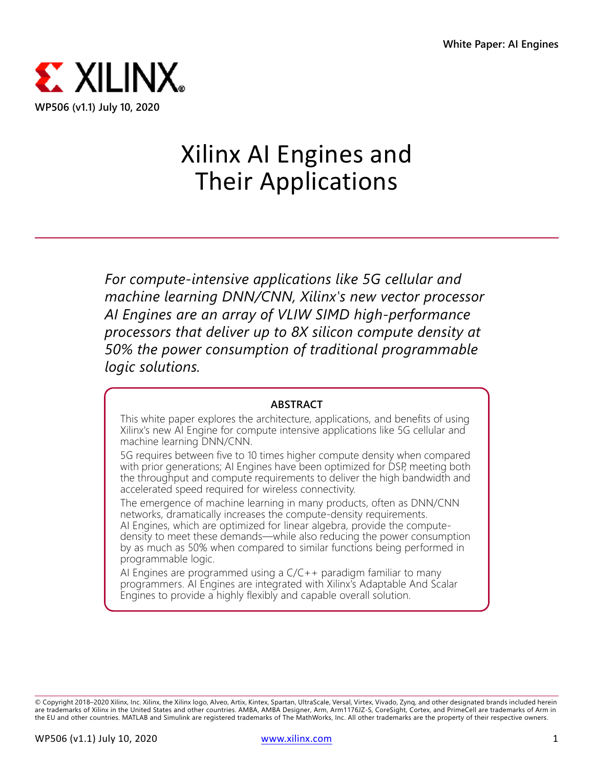White Paper: AI Engines

WP506 (v1.1) July 10, 2020

# Xilinx AI Engines and Their Applications

*For compute-intensive applications like 5G cellular and machine learning DNN/CNN, Xilinx's new vector processor AI Engines are an array of VLIW SIMD high-performance processors that deliver up to 8X silicon compute density at 50% the power consumption of traditional programmable logic solutions.*

## ABSTRACT

This white paper explores the architecture, applications, and benefits of using Xilinx's new AI Engine for compute intensive applications like 5G cellular and machine learning DNN/CNN.

5G requires between five to 10 times higher compute density when compared with prior generations; AI Engines have been optimized for DSP, meeting both the throughput and compute requirements to deliver the high bandwidth and accelerated speed required for wireless connectivity.

The emergence of machine learning in many products, often as DNN/CNN networks, dramatically increases the compute-density requirements. AI Engines, which are optimized for linear algebra, provide the compute-density to meet these demands—while also reducing the power consumption by as much as 50% when compared to similar functions being performed in programmable logic.

AI Engines are programmed using a C/C++ paradigm familiar to many programmers. AI Engines are integrated with Xilinx's Adaptable And Scalar Engines to provide a highly flexibly and capable overall solution.

© Copyright 2018–2020 Xilinx, Inc. Xilinx, the Xilinx logo, Alveo, Artix, Kintex, Spartan, UltraScale, Versal, Virtex, Vivado, Zynq, and other designated brands included herein are trademarks of Xilinx in the United States and other countries. AMBA, AMBA Designer, Arm, Arm1176JZ-S, CoreSight, Cortex, and PrimeCell are trademarks of Arm in the EU and other countries. MATLAB and Simulink are registered trademarks of The MathWorks, Inc. All other trademarks are the property of their respective owners.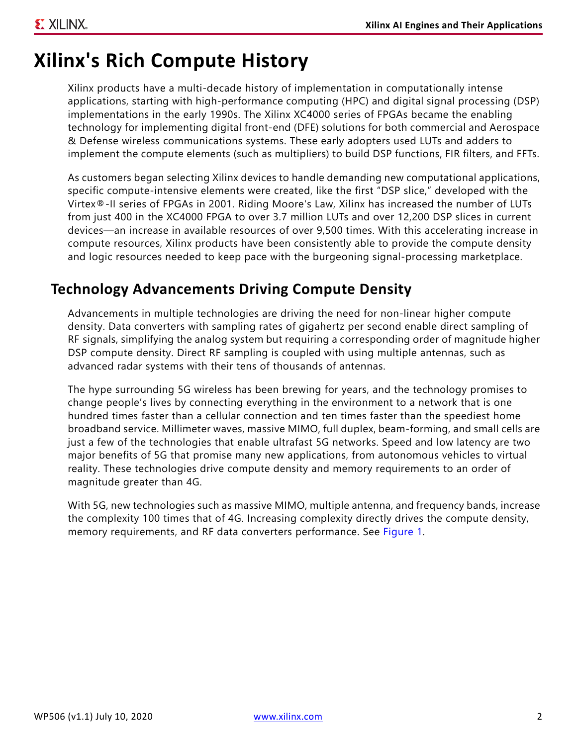# Xilinx's Rich Compute History

Xilinx products have a multi-decade history of implementation in computationally intense applications, starting with high-performance computing (HPC) and digital signal processing (DSP) implementations in the early 1990s. The Xilinx XC4000 series of FPGAs became the enabling technology for implementing digital front-end (DFE) solutions for both commercial and Aerospace & Defense wireless communications systems. These early adopters used LUTs and adders to implement the compute elements (such as multipliers) to build DSP functions, FIR filters, and FFTs.

As customers began selecting Xilinx devices to handle demanding new computational applications, specific compute-intensive elements were created, like the first “DSP slice,” developed with the Virtex®-II series of FPGAs in 2001. Riding Moore's Law, Xilinx has increased the number of LUTs from just 400 in the XC4000 FPGA to over 3.7 million LUTs and over 12,200 DSP slices in current devices—an increase in available resources of over 9,500 times. With this accelerating increase in compute resources, Xilinx products have been consistently able to provide the compute density and logic resources needed to keep pace with the burgeoning signal-processing marketplace.

## Technology Advancements Driving Compute Density

Advancements in multiple technologies are driving the need for non-linear higher compute density. Data converters with sampling rates of gigahertz per second enable direct sampling of RF signals, simplifying the analog system but requiring a corresponding order of magnitude higher DSP compute density. Direct RF sampling is coupled with using multiple antennas, such as advanced radar systems with their tens of thousands of antennas.

The hype surrounding 5G wireless has been brewing for years, and the technology promises to change people’s lives by connecting everything in the environment to a network that is one hundred times faster than a cellular connection and ten times faster than the speediest home broadband service. Millimeter waves, massive MIMO, full duplex, beam-forming, and small cells are just a few of the technologies that enable ultrafast 5G networks. Speed and low latency are two major benefits of 5G that promise many new applications, from autonomous vehicles to virtual reality. These technologies drive compute density and memory requirements to an order of magnitude greater than 4G.

With 5G, new technologies such as massive MIMO, multiple antenna, and frequency bands, increase the complexity 100 times that of 4G. Increasing complexity directly drives the compute density, memory requirements, and RF data converters performance. See Figure 1.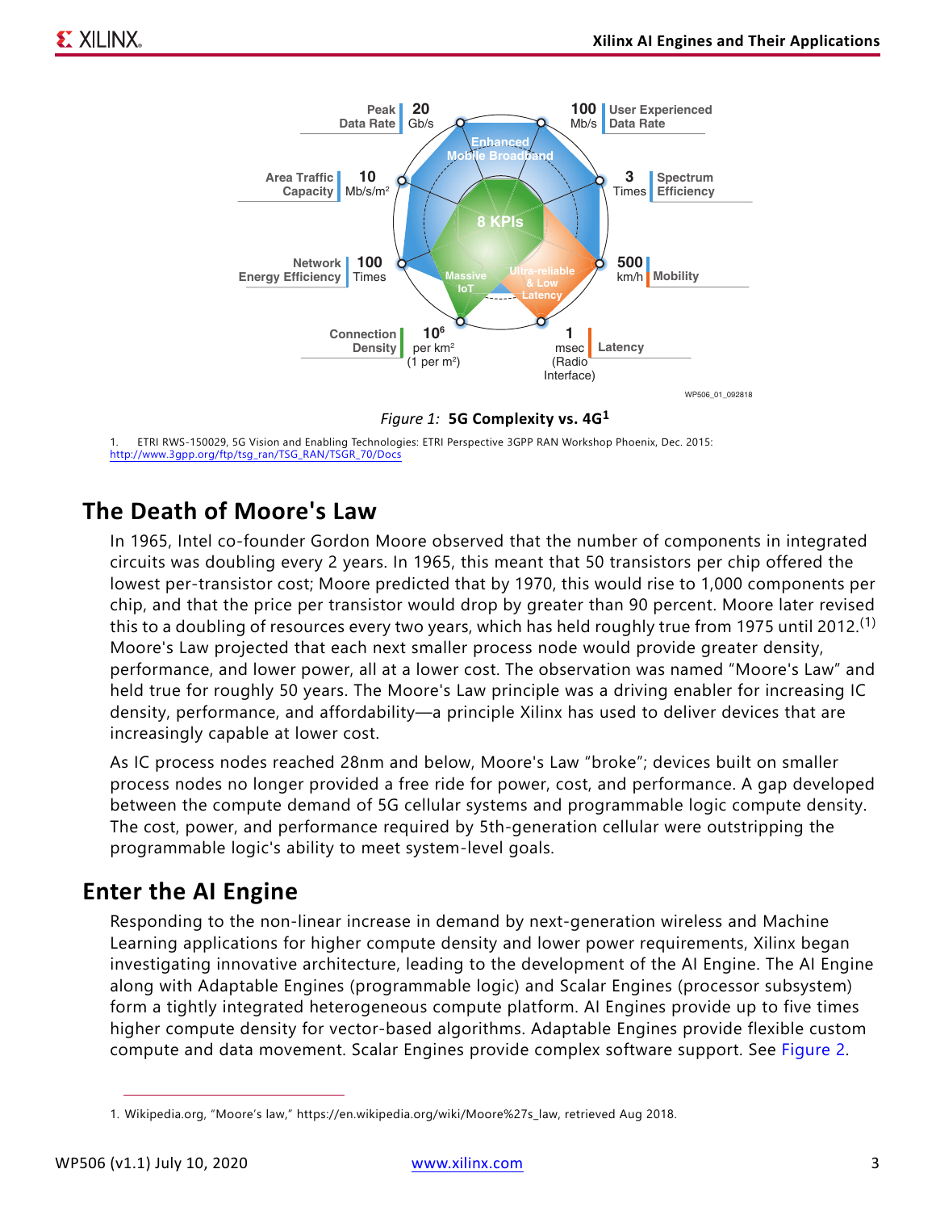Peak Data Rate 20 Gb/s

100 Mb/s User Experienced Data Rate

Area Traffic Capacity 10 Mb/s/m²

3 Times Spectrum Efficiency

Enhanced Mobile Broadband

8 KPIs

Network Energy Efficiency 100 Times

500 km/h Mobility

Massive IoT

Ultra-reliable & Low Latency

Connection Density $10^6$ per km² (1 per m²)

1 msec (Radio Interface) Latency

WP506_01_092818

*Figure 1:* **5G Complexity vs. 4G**[1]

1. ETRI RWS-150029, 5G Vision and Enabling Technologies: ETRI Perspective 3GPP RAN Workshop Phoenix, Dec. 2015: http://www.3gpp.org/ftp/tsg_ran/TSG_RAN/TSGR_70/Docs

## The Death of Moore's Law

In 1965, Intel co-founder Gordon Moore observed that the number of components in integrated circuits was doubling every 2 years. In 1965, this meant that 50 transistors per chip offered the lowest per-transistor cost; Moore predicted that by 1970, this would rise to 1,000 components per chip, and that the price per transistor would drop by greater than 90 percent. Moore later revised this to a doubling of resources every two years, which has held roughly true from 1975 until 2012.[(1)] Moore's Law projected that each next smaller process node would provide greater density, performance, and lower power, all at a lower cost. The observation was named "Moore's Law" and held true for roughly 50 years. The Moore's Law principle was a driving enabler for increasing IC density, performance, and affordability—a principle Xilinx has used to deliver devices that are increasingly capable at lower cost.

As IC process nodes reached 28nm and below, Moore's Law "broke"; devices built on smaller process nodes no longer provided a free ride for power, cost, and performance. A gap developed between the compute demand of 5G cellular systems and programmable logic compute density. The cost, power, and performance required by 5th-generation cellular were outstripping the programmable logic's ability to meet system-level goals.

## Enter the AI Engine

Responding to the non-linear increase in demand by next-generation wireless and Machine Learning applications for higher compute density and lower power requirements, Xilinx began investigating innovative architecture, leading to the development of the AI Engine. The AI Engine along with Adaptable Engines (programmable logic) and Scalar Engines (processor subsystem) form a tightly integrated heterogeneous compute platform. AI Engines provide up to five times higher compute density for vector-based algorithms. Adaptable Engines provide flexible custom compute and data movement. Scalar Engines provide complex software support. See Figure 2.

1. Wikipedia.org, "Moore's law," https://en.wikipedia.org/wiki/Moore%27s_law, retrieved Aug 2018.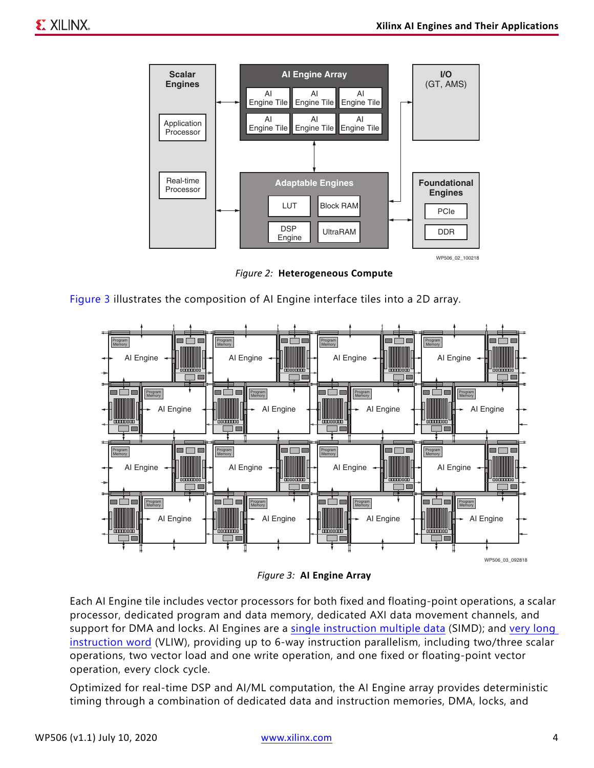*Figure 2:* **Heterogeneous Compute**

Figure 3 illustrates the composition of AI Engine interface tiles into a 2D array.

*Figure 3:* **AI Engine Array**

Each AI Engine tile includes vector processors for both fixed and floating-point operations, a scalar processor, dedicated program and data memory, dedicated AXI data movement channels, and support for DMA and locks. AI Engines are a single instruction multiple data (SIMD); and very long instruction word (VLIW), providing up to 6-way instruction parallelism, including two/three scalar operations, two vector load and one write operation, and one fixed or floating-point vector operation, every clock cycle.

Optimized for real-time DSP and AI/ML computation, the AI Engine array provides deterministic timing through a combination of dedicated data and instruction memories, DMA, locks, and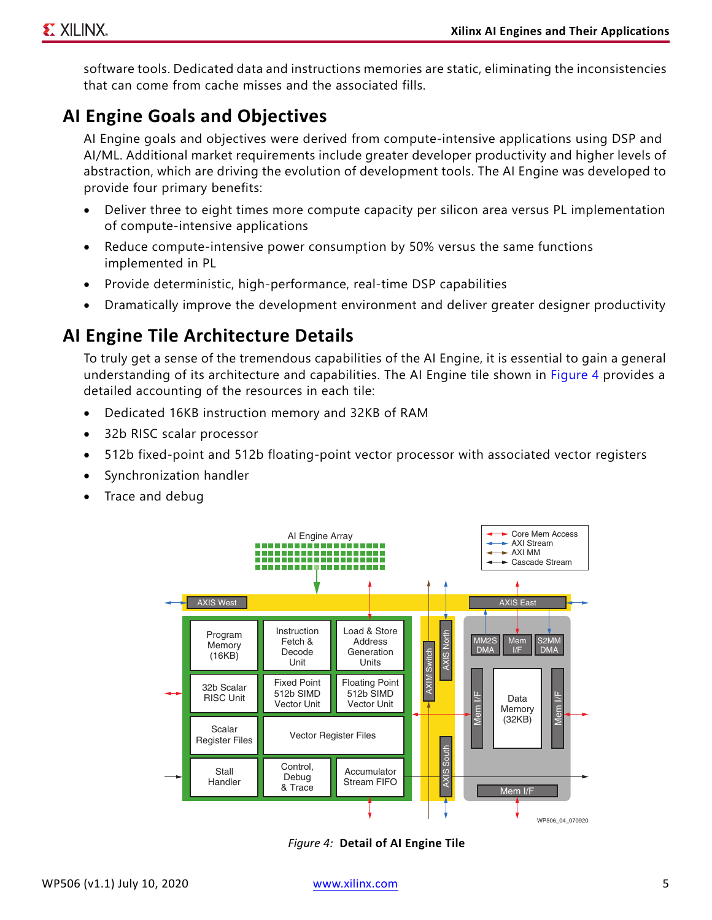software tools. Dedicated data and instructions memories are static, eliminating the inconsistencies that can come from cache misses and the associated fills.

## AI Engine Goals and Objectives

AI Engine goals and objectives were derived from compute-intensive applications using DSP and AI/ML. Additional market requirements include greater developer productivity and higher levels of abstraction, which are driving the evolution of development tools. The AI Engine was developed to provide four primary benefits:

- Deliver three to eight times more compute capacity per silicon area versus PL implementation of compute-intensive applications
- Reduce compute-intensive power consumption by 50% versus the same functions implemented in PL
- Provide deterministic, high-performance, real-time DSP capabilities
- Dramatically improve the development environment and deliver greater designer productivity

## AI Engine Tile Architecture Details

To truly get a sense of the tremendous capabilities of the AI Engine, it is essential to gain a general understanding of its architecture and capabilities. The AI Engine tile shown in Figure 4 provides a detailed accounting of the resources in each tile:

- Dedicated 16KB instruction memory and 32KB of RAM
- 32b RISC scalar processor
- 512b fixed-point and 512b floating-point vector processor with associated vector registers
- Synchronization handler
- Trace and debug

*Figure 4:* **Detail of AI Engine Tile**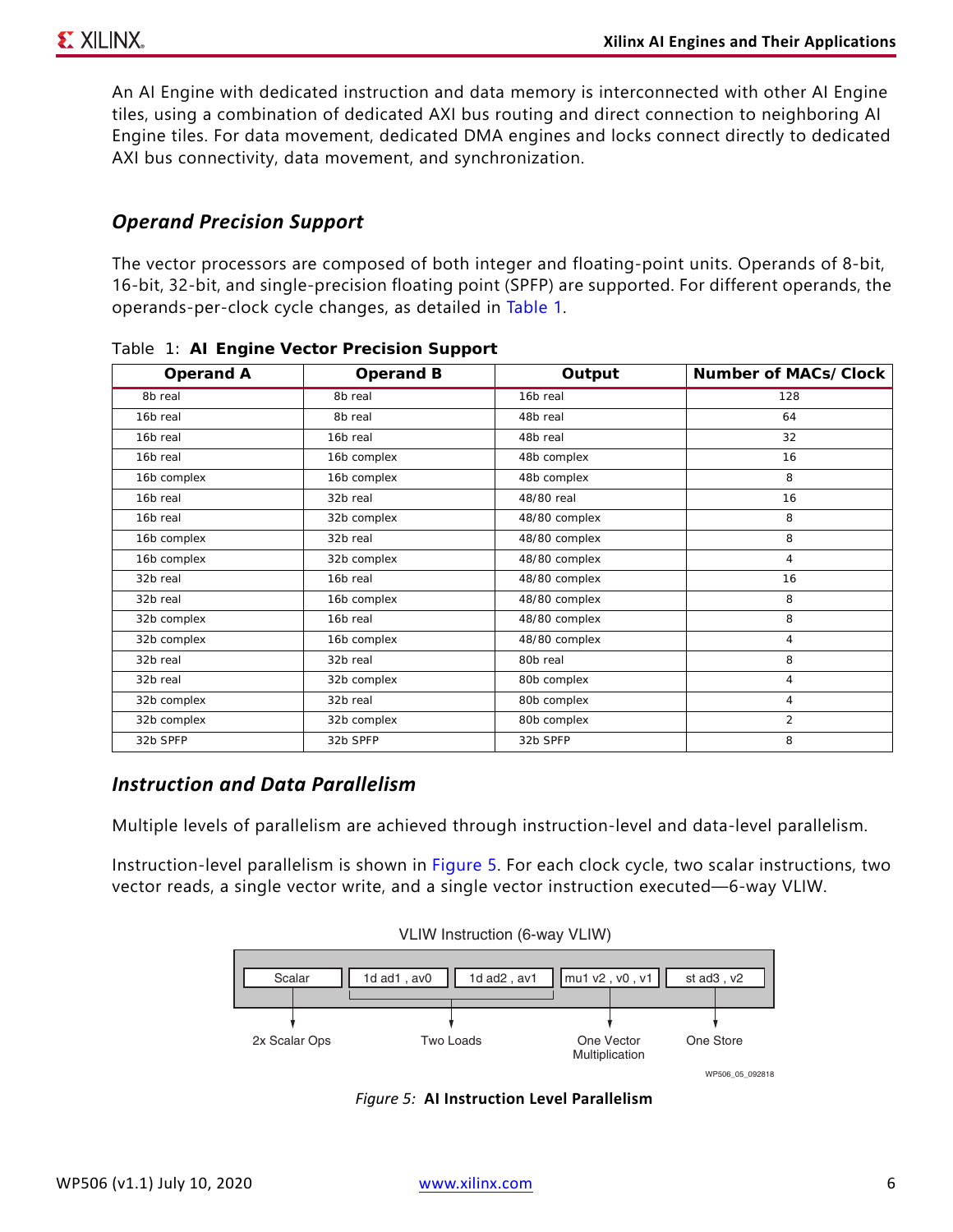An AI Engine with dedicated instruction and data memory is interconnected with other AI Engine tiles, using a combination of dedicated AXI bus routing and direct connection to neighboring AI Engine tiles. For data movement, dedicated DMA engines and locks connect directly to dedicated AXI bus connectivity, data movement, and synchronization.

### *Operand Precision Support*

The vector processors are composed of both integer and floating-point units. Operands of 8-bit, 16-bit, 32-bit, and single-precision floating point (SPFP) are supported. For different operands, the operands-per-clock cycle changes, as detailed in Table 1.

Table 1: **AI Engine Vector Precision Support**

| Operand A | Operand B | Output | Number of MACs/ Clock |
|---|---|---|---|
| 8b real | 8b real | 16b real | 128 |
| 16b real | 8b real | 48b real | 64 |
| 16b real | 16b real | 48b real | 32 |
| 16b real | 16b complex | 48b complex | 16 |
| 16b complex | 16b complex | 48b complex | 8 |
| 16b real | 32b real | 48/80 real | 16 |
| 16b real | 32b complex | 48/80 complex | 8 |
| 16b complex | 32b real | 48/80 complex | 8 |
| 16b complex | 32b complex | 48/80 complex | 4 |
| 32b real | 16b real | 48/80 complex | 16 |
| 32b real | 16b complex | 48/80 complex | 8 |
| 32b complex | 16b real | 48/80 complex | 8 |
| 32b complex | 16b complex | 48/80 complex | 4 |
| 32b real | 32b real | 80b real | 8 |
| 32b real | 32b complex | 80b complex | 4 |
| 32b complex | 32b real | 80b complex | 4 |
| 32b complex | 32b complex | 80b complex | 2 |
| 32b SPFP | 32b SPFP | 32b SPFP | 8 |

### *Instruction and Data Parallelism*

Multiple levels of parallelism are achieved through instruction-level and data-level parallelism.

Instruction-level parallelism is shown in Figure 5. For each clock cycle, two scalar instructions, two vector reads, a single vector write, and a single vector instruction executed—6-way VLIW.

VLIW Instruction (6-way VLIW)

| Scalar | 1d ad1 , av0 | 1d ad2 , av1 | mu1 v2 , v0 , v1 | st ad3 , v2 |
|---|---|---|---|---|
| 2x Scalar Ops | Two Loads | | One Vector Multiplication | One Store |

WP506_05_092818

*Figure 5:* **AI Instruction Level Parallelism**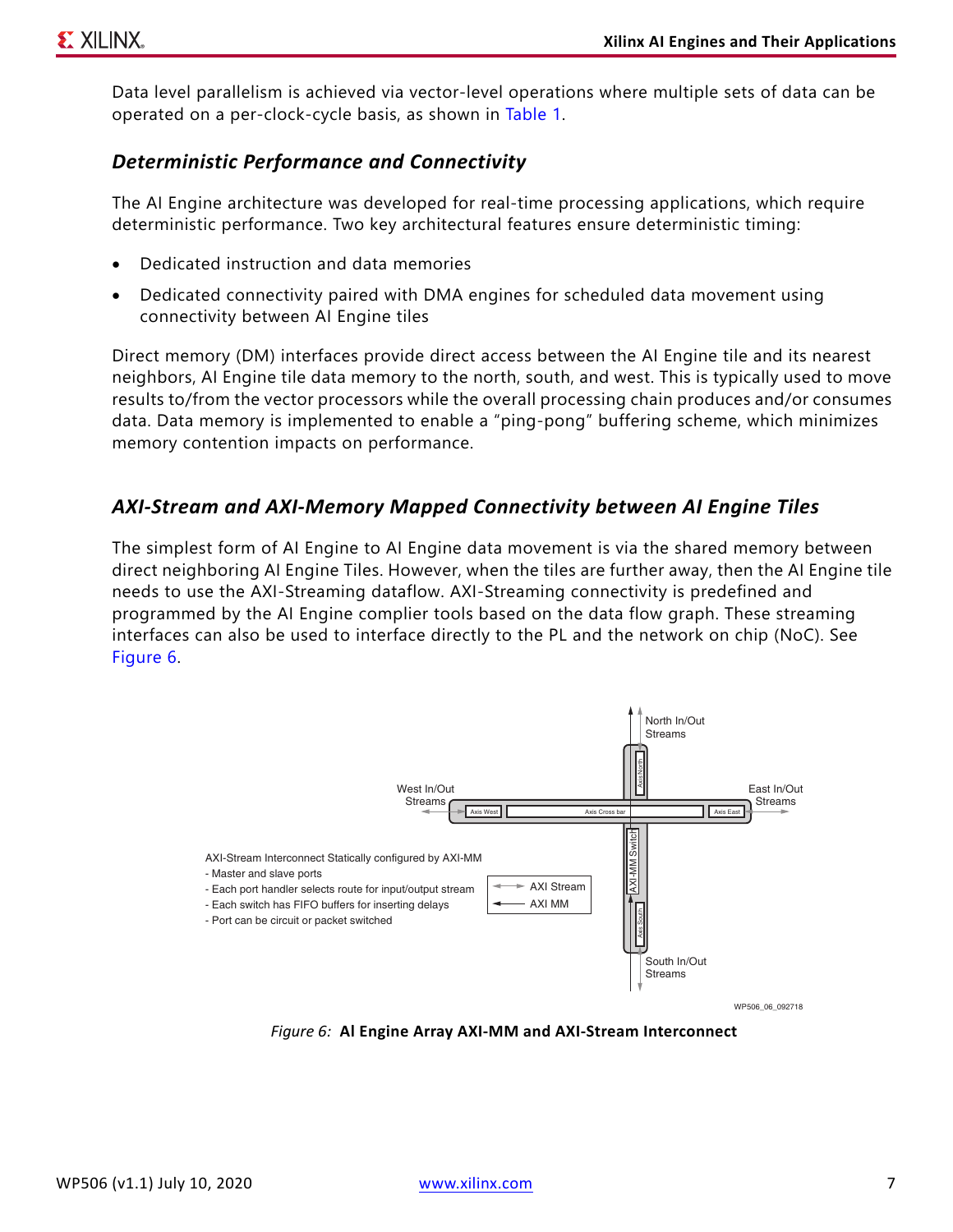Data level parallelism is achieved via vector-level operations where multiple sets of data can be operated on a per-clock-cycle basis, as shown in Table 1.

### *Deterministic Performance and Connectivity*

The AI Engine architecture was developed for real-time processing applications, which require deterministic performance. Two key architectural features ensure deterministic timing:

- Dedicated instruction and data memories
- Dedicated connectivity paired with DMA engines for scheduled data movement using connectivity between AI Engine tiles

Direct memory (DM) interfaces provide direct access between the AI Engine tile and its nearest neighbors, AI Engine tile data memory to the north, south, and west. This is typically used to move results to/from the vector processors while the overall processing chain produces and/or consumes data. Data memory is implemented to enable a "ping-pong" buffering scheme, which minimizes memory contention impacts on performance.

### *AXI-Stream and AXI-Memory Mapped Connectivity between AI Engine Tiles*

The simplest form of AI Engine to AI Engine data movement is via the shared memory between direct neighboring AI Engine Tiles. However, when the tiles are further away, then the AI Engine tile needs to use the AXI-Streaming dataflow. AXI-Streaming connectivity is predefined and programmed by the AI Engine complier tools based on the data flow graph. These streaming interfaces can also be used to interface directly to the PL and the network on chip (NoC). See Figure 6.

North In/Out Streams

West In/Out Streams

East In/Out Streams

South In/Out Streams

Axis West

Axis Cross bar

Axis East

Axis North

Axis South

AXI-MM Switch

AXI-Stream Interconnect Statically configured by AXI-MM
- Master and slave ports
- Each port handler selects route for input/output stream
- Each switch has FIFO buffers for inserting delays
- Port can be circuit or packet switched

AXI Stream

AXI MM

WP506_06_092718

*Figure 6:* **AI Engine Array AXI-MM and AXI-Stream Interconnect**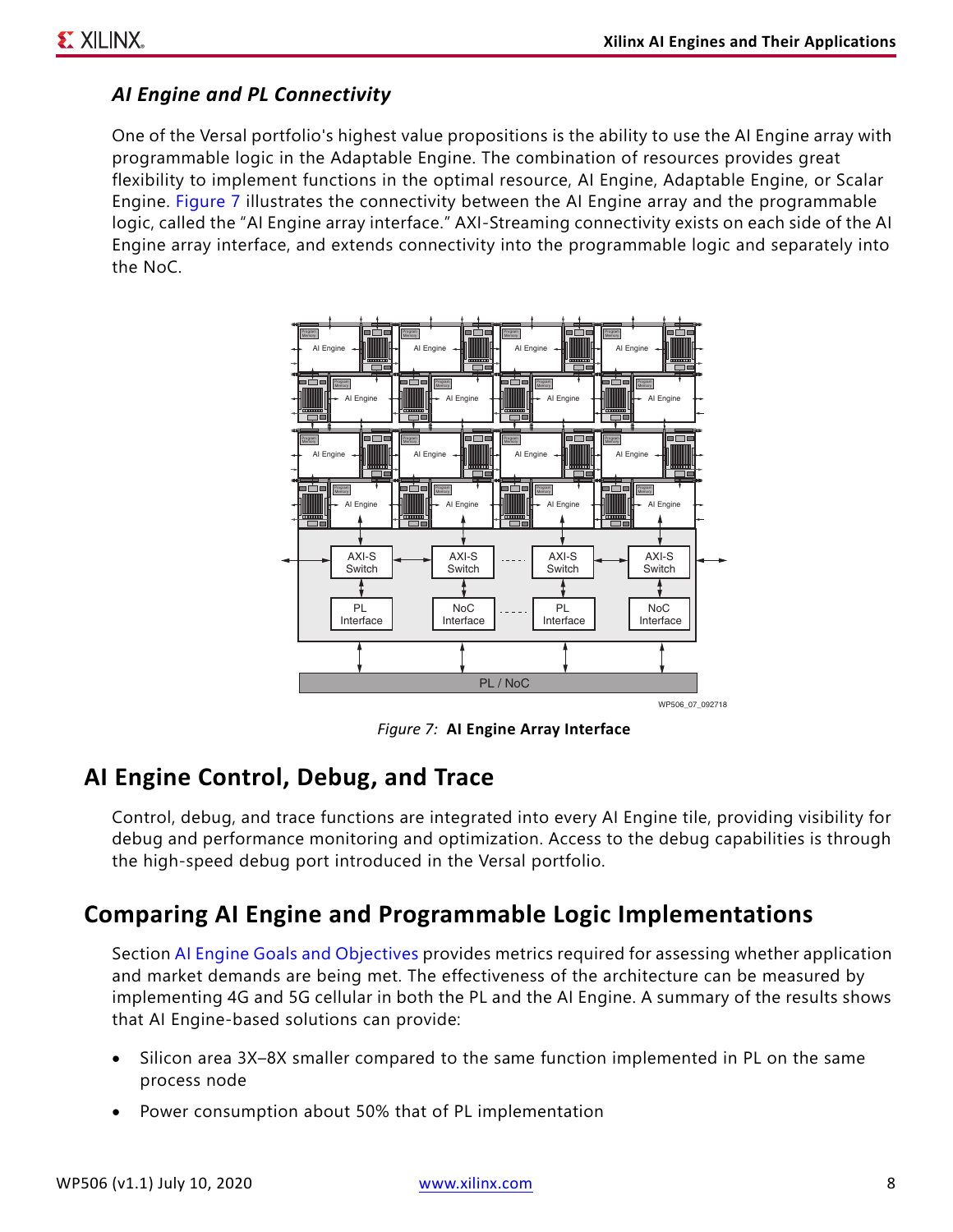### *AI Engine and PL Connectivity*

One of the Versal portfolio's highest value propositions is the ability to use the AI Engine array with programmable logic in the Adaptable Engine. The combination of resources provides great flexibility to implement functions in the optimal resource, AI Engine, Adaptable Engine, or Scalar Engine. Figure 7 illustrates the connectivity between the AI Engine array and the programmable logic, called the "AI Engine array interface." AXI-Streaming connectivity exists on each side of the AI Engine array interface, and extends connectivity into the programmable logic and separately into the NoC.

*Figure 7:* **AI Engine Array Interface**

## AI Engine Control, Debug, and Trace

Control, debug, and trace functions are integrated into every AI Engine tile, providing visibility for debug and performance monitoring and optimization. Access to the debug capabilities is through the high-speed debug port introduced in the Versal portfolio.

## Comparing AI Engine and Programmable Logic Implementations

Section AI Engine Goals and Objectives provides metrics required for assessing whether application and market demands are being met. The effectiveness of the architecture can be measured by implementing 4G and 5G cellular in both the PL and the AI Engine. A summary of the results shows that AI Engine-based solutions can provide:

- Silicon area 3X–8X smaller compared to the same function implemented in PL on the same process node
- Power consumption about 50% that of PL implementation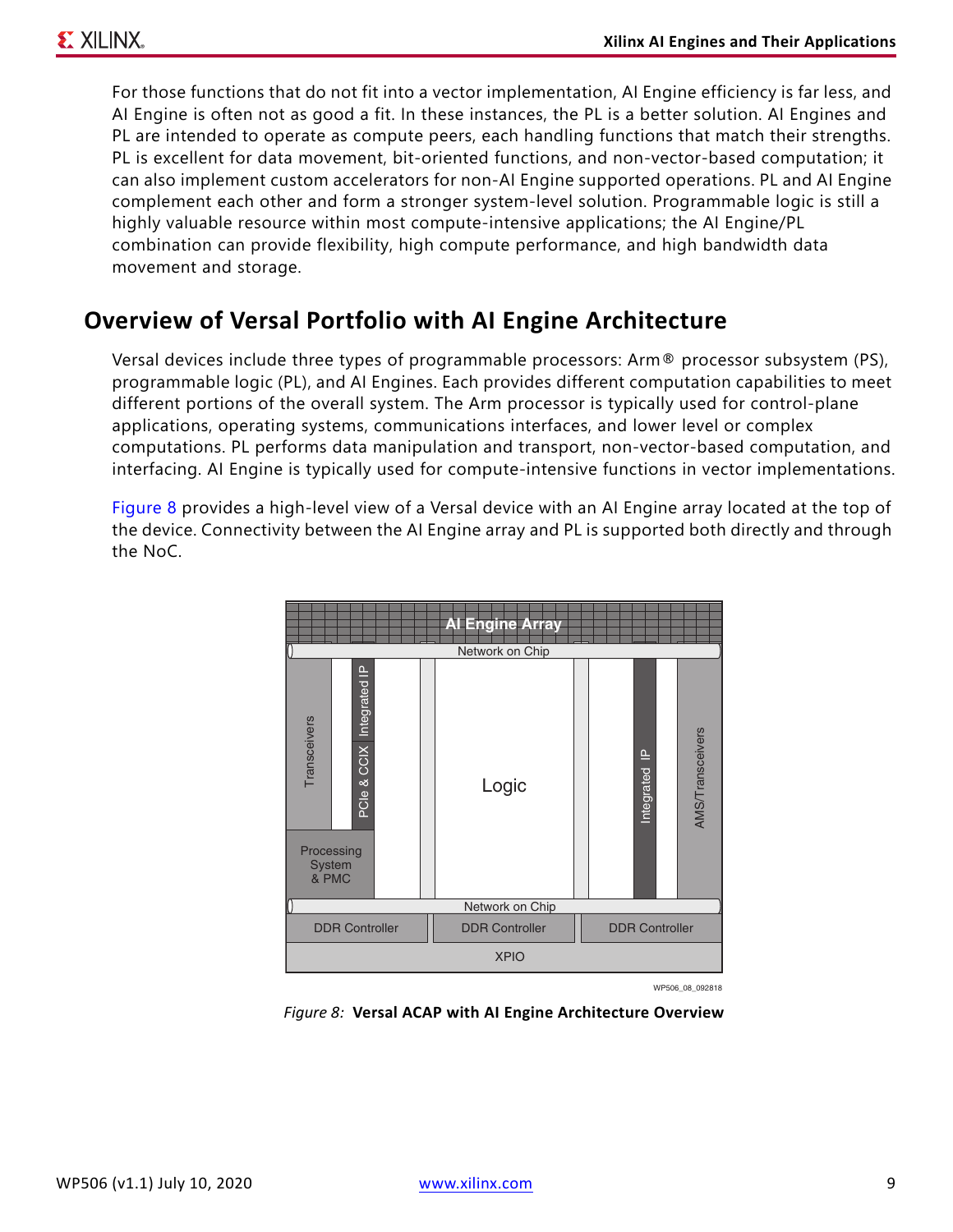For those functions that do not fit into a vector implementation, AI Engine efficiency is far less, and AI Engine is often not as good a fit. In these instances, the PL is a better solution. AI Engines and PL are intended to operate as compute peers, each handling functions that match their strengths. PL is excellent for data movement, bit-oriented functions, and non-vector-based computation; it can also implement custom accelerators for non-AI Engine supported operations. PL and AI Engine complement each other and form a stronger system-level solution. Programmable logic is still a highly valuable resource within most compute-intensive applications; the AI Engine/PL combination can provide flexibility, high compute performance, and high bandwidth data movement and storage.

## Overview of Versal Portfolio with AI Engine Architecture

Versal devices include three types of programmable processors: Arm® processor subsystem (PS), programmable logic (PL), and AI Engines. Each provides different computation capabilities to meet different portions of the overall system. The Arm processor is typically used for control-plane applications, operating systems, communications interfaces, and lower level or complex computations. PL performs data manipulation and transport, non-vector-based computation, and interfacing. AI Engine is typically used for compute-intensive functions in vector implementations.

Figure 8 provides a high-level view of a Versal device with an AI Engine array located at the top of the device. Connectivity between the AI Engine array and PL is supported both directly and through the NoC.

*Figure 8:* **Versal ACAP with AI Engine Architecture Overview**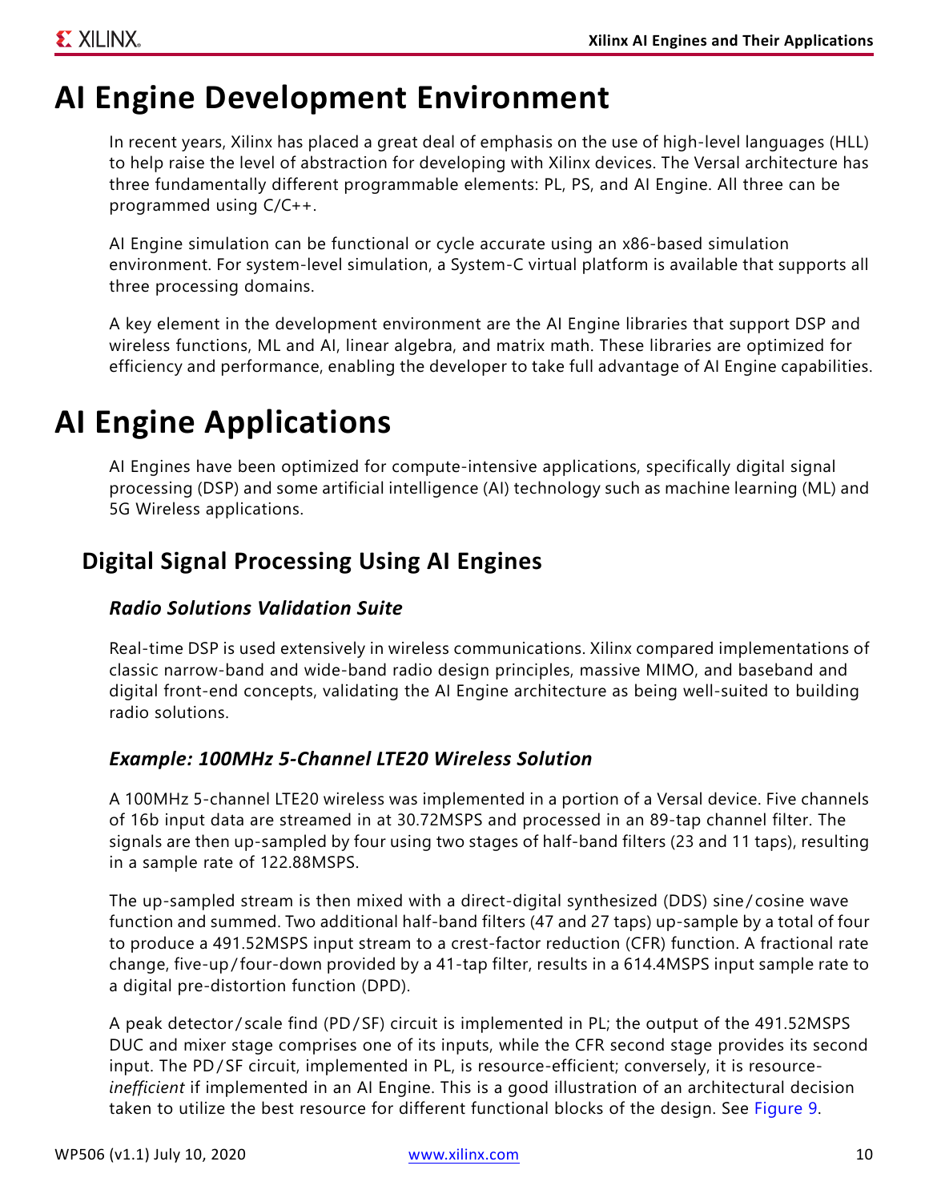# AI Engine Development Environment

In recent years, Xilinx has placed a great deal of emphasis on the use of high-level languages (HLL) to help raise the level of abstraction for developing with Xilinx devices. The Versal architecture has three fundamentally different programmable elements: PL, PS, and AI Engine. All three can be programmed using C/C++.

AI Engine simulation can be functional or cycle accurate using an x86-based simulation environment. For system-level simulation, a System-C virtual platform is available that supports all three processing domains.

A key element in the development environment are the AI Engine libraries that support DSP and wireless functions, ML and AI, linear algebra, and matrix math. These libraries are optimized for efficiency and performance, enabling the developer to take full advantage of AI Engine capabilities.

# AI Engine Applications

AI Engines have been optimized for compute-intensive applications, specifically digital signal processing (DSP) and some artificial intelligence (AI) technology such as machine learning (ML) and 5G Wireless applications.

## Digital Signal Processing Using AI Engines

### *Radio Solutions Validation Suite*

Real-time DSP is used extensively in wireless communications. Xilinx compared implementations of classic narrow-band and wide-band radio design principles, massive MIMO, and baseband and digital front-end concepts, validating the AI Engine architecture as being well-suited to building radio solutions.

### *Example: 100MHz 5-Channel LTE20 Wireless Solution*

A 100MHz 5-channel LTE20 wireless was implemented in a portion of a Versal device. Five channels of 16b input data are streamed in at 30.72MSPS and processed in an 89-tap channel filter. The signals are then up-sampled by four using two stages of half-band filters (23 and 11 taps), resulting in a sample rate of 122.88MSPS.

The up-sampled stream is then mixed with a direct-digital synthesized (DDS) sine/cosine wave function and summed. Two additional half-band filters (47 and 27 taps) up-sample by a total of four to produce a 491.52MSPS input stream to a crest-factor reduction (CFR) function. A fractional rate change, five-up/four-down provided by a 41-tap filter, results in a 614.4MSPS input sample rate to a digital pre-distortion function (DPD).

A peak detector/scale find (PD/SF) circuit is implemented in PL; the output of the 491.52MSPS DUC and mixer stage comprises one of its inputs, while the CFR second stage provides its second input. The PD/SF circuit, implemented in PL, is resource-efficient; conversely, it is resource-*inefficient* if implemented in an AI Engine. This is a good illustration of an architectural decision taken to utilize the best resource for different functional blocks of the design. See Figure 9.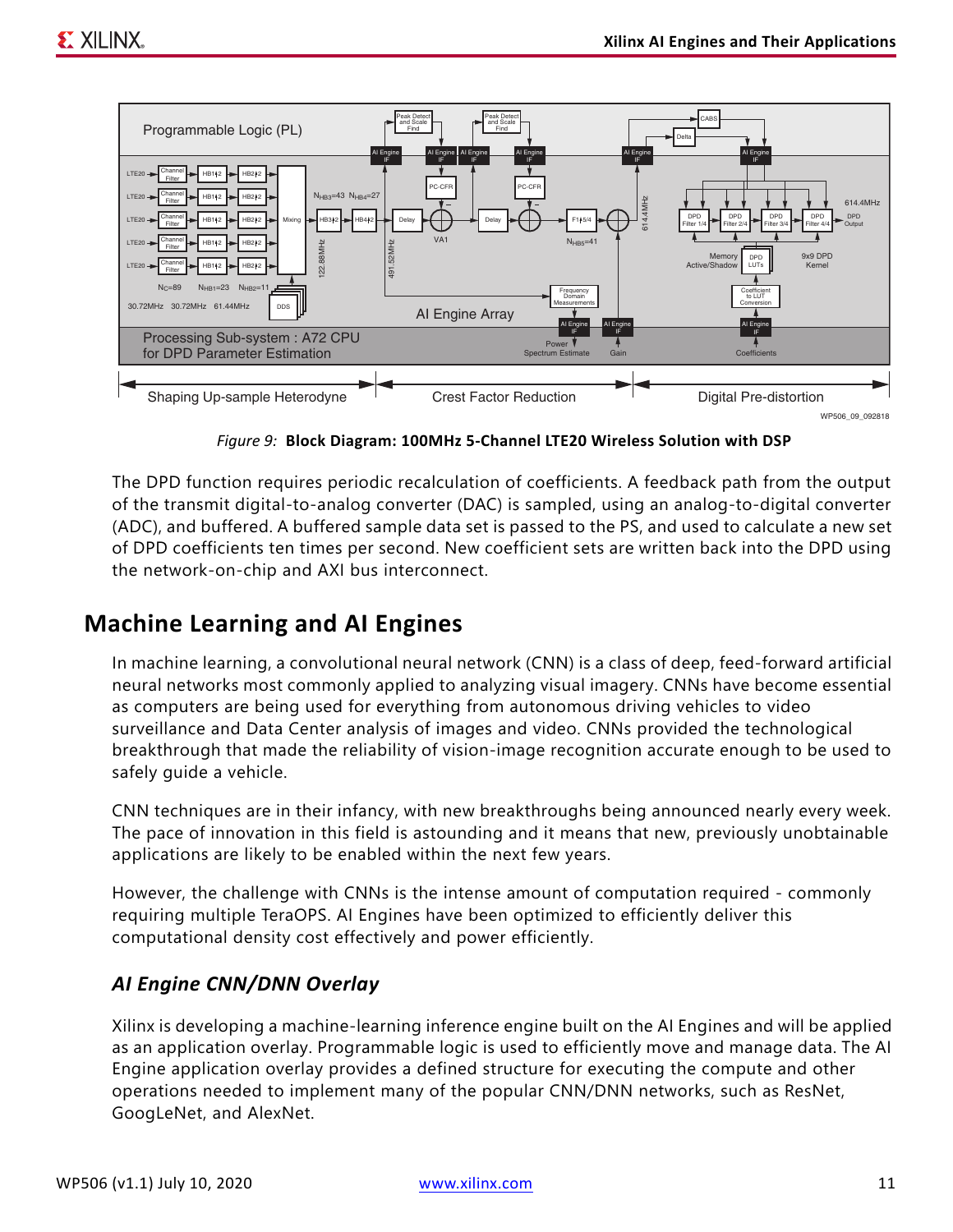*Figure 9:* **Block Diagram: 100MHz 5-Channel LTE20 Wireless Solution with DSP**

The DPD function requires periodic recalculation of coefficients. A feedback path from the output of the transmit digital-to-analog converter (DAC) is sampled, using an analog-to-digital converter (ADC), and buffered. A buffered sample data set is passed to the PS, and used to calculate a new set of DPD coefficients ten times per second. New coefficient sets are written back into the DPD using the network-on-chip and AXI bus interconnect.

## Machine Learning and AI Engines

In machine learning, a convolutional neural network (CNN) is a class of deep, feed-forward artificial neural networks most commonly applied to analyzing visual imagery. CNNs have become essential as computers are being used for everything from autonomous driving vehicles to video surveillance and Data Center analysis of images and video. CNNs provided the technological breakthrough that made the reliability of vision-image recognition accurate enough to be used to safely guide a vehicle.

CNN techniques are in their infancy, with new breakthroughs being announced nearly every week. The pace of innovation in this field is astounding and it means that new, previously unobtainable applications are likely to be enabled within the next few years.

However, the challenge with CNNs is the intense amount of computation required - commonly requiring multiple TeraOPS. AI Engines have been optimized to efficiently deliver this computational density cost effectively and power efficiently.

### *AI Engine CNN/DNN Overlay*

Xilinx is developing a machine-learning inference engine built on the AI Engines and will be applied as an application overlay. Programmable logic is used to efficiently move and manage data. The AI Engine application overlay provides a defined structure for executing the compute and other operations needed to implement many of the popular CNN/DNN networks, such as ResNet, GoogLeNet, and AlexNet.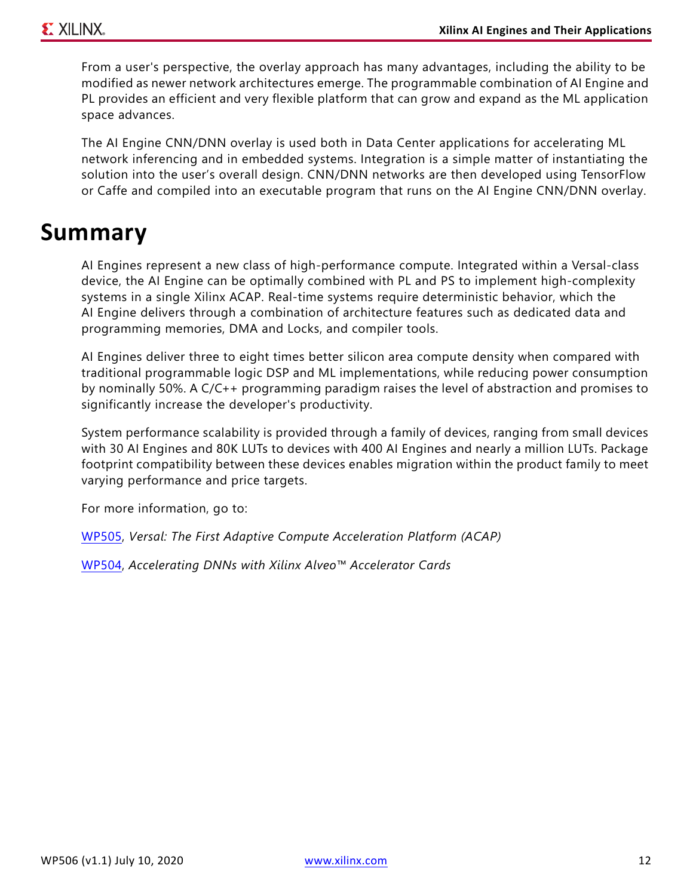From a user's perspective, the overlay approach has many advantages, including the ability to be modified as newer network architectures emerge. The programmable combination of AI Engine and PL provides an efficient and very flexible platform that can grow and expand as the ML application space advances.

The AI Engine CNN/DNN overlay is used both in Data Center applications for accelerating ML network inferencing and in embedded systems. Integration is a simple matter of instantiating the solution into the user's overall design. CNN/DNN networks are then developed using TensorFlow or Caffe and compiled into an executable program that runs on the AI Engine CNN/DNN overlay.

# Summary

AI Engines represent a new class of high-performance compute. Integrated within a Versal-class device, the AI Engine can be optimally combined with PL and PS to implement high-complexity systems in a single Xilinx ACAP. Real-time systems require deterministic behavior, which the AI Engine delivers through a combination of architecture features such as dedicated data and programming memories, DMA and Locks, and compiler tools.

AI Engines deliver three to eight times better silicon area compute density when compared with traditional programmable logic DSP and ML implementations, while reducing power consumption by nominally 50%. A C/C++ programming paradigm raises the level of abstraction and promises to significantly increase the developer's productivity.

System performance scalability is provided through a family of devices, ranging from small devices with 30 AI Engines and 80K LUTs to devices with 400 AI Engines and nearly a million LUTs. Package footprint compatibility between these devices enables migration within the product family to meet varying performance and price targets.

For more information, go to:

WP505, *Versal: The First Adaptive Compute Acceleration Platform (ACAP)*

WP504, *Accelerating DNNs with Xilinx Alveo™ Accelerator Cards*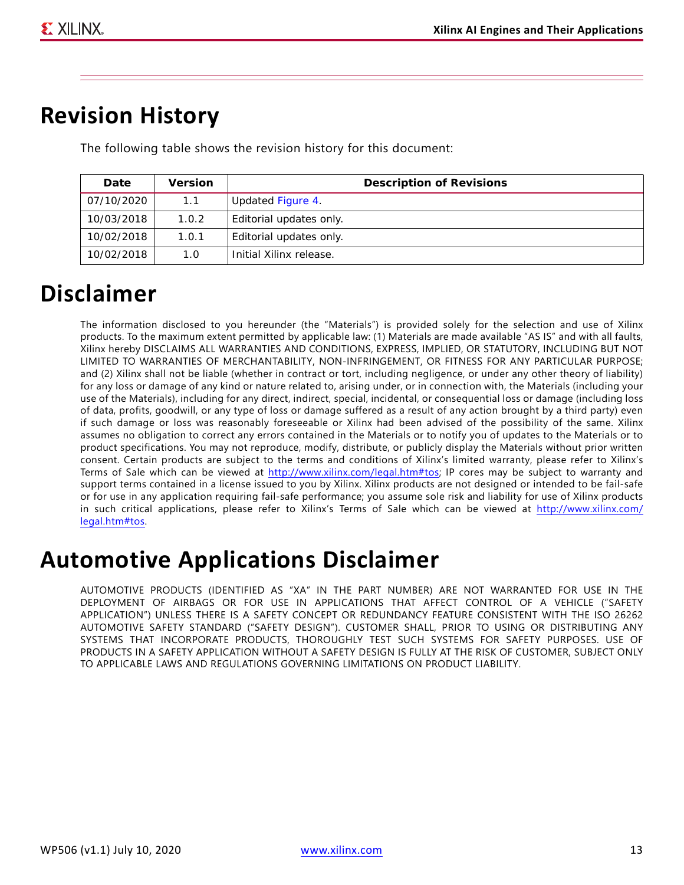# Revision History

The following table shows the revision history for this document:

| Date | Version | Description of Revisions |
|---|---|---|
| 07/10/2020 | 1.1 | Updated Figure 4. |
| 10/03/2018 | 1.0.2 | Editorial updates only. |
| 10/02/2018 | 1.0.1 | Editorial updates only. |
| 10/02/2018 | 1.0 | Initial Xilinx release. |

# Disclaimer

The information disclosed to you hereunder (the "Materials") is provided solely for the selection and use of Xilinx products. To the maximum extent permitted by applicable law: (1) Materials are made available "AS IS" and with all faults, Xilinx hereby DISCLAIMS ALL WARRANTIES AND CONDITIONS, EXPRESS, IMPLIED, OR STATUTORY, INCLUDING BUT NOT LIMITED TO WARRANTIES OF MERCHANTABILITY, NON-INFRINGEMENT, OR FITNESS FOR ANY PARTICULAR PURPOSE; and (2) Xilinx shall not be liable (whether in contract or tort, including negligence, or under any other theory of liability) for any loss or damage of any kind or nature related to, arising under, or in connection with, the Materials (including your use of the Materials), including for any direct, indirect, special, incidental, or consequential loss or damage (including loss of data, profits, goodwill, or any type of loss or damage suffered as a result of any action brought by a third party) even if such damage or loss was reasonably foreseeable or Xilinx had been advised of the possibility of the same. Xilinx assumes no obligation to correct any errors contained in the Materials or to notify you of updates to the Materials or to product specifications. You may not reproduce, modify, distribute, or publicly display the Materials without prior written consent. Certain products are subject to the terms and conditions of Xilinx's limited warranty, please refer to Xilinx's Terms of Sale which can be viewed at http://www.xilinx.com/legal.htm#tos; IP cores may be subject to warranty and support terms contained in a license issued to you by Xilinx. Xilinx products are not designed or intended to be fail-safe or for use in any application requiring fail-safe performance; you assume sole risk and liability for use of Xilinx products in such critical applications, please refer to Xilinx's Terms of Sale which can be viewed at http://www.xilinx.com/legal.htm#tos.

# Automotive Applications Disclaimer

AUTOMOTIVE PRODUCTS (IDENTIFIED AS "XA" IN THE PART NUMBER) ARE NOT WARRANTED FOR USE IN THE DEPLOYMENT OF AIRBAGS OR FOR USE IN APPLICATIONS THAT AFFECT CONTROL OF A VEHICLE ("SAFETY APPLICATION") UNLESS THERE IS A SAFETY CONCEPT OR REDUNDANCY FEATURE CONSISTENT WITH THE ISO 26262 AUTOMOTIVE SAFETY STANDARD ("SAFETY DESIGN"). CUSTOMER SHALL, PRIOR TO USING OR DISTRIBUTING ANY SYSTEMS THAT INCORPORATE PRODUCTS, THOROUGHLY TEST SUCH SYSTEMS FOR SAFETY PURPOSES. USE OF PRODUCTS IN A SAFETY APPLICATION WITHOUT A SAFETY DESIGN IS FULLY AT THE RISK OF CUSTOMER, SUBJECT ONLY TO APPLICABLE LAWS AND REGULATIONS GOVERNING LIMITATIONS ON PRODUCT LIABILITY.